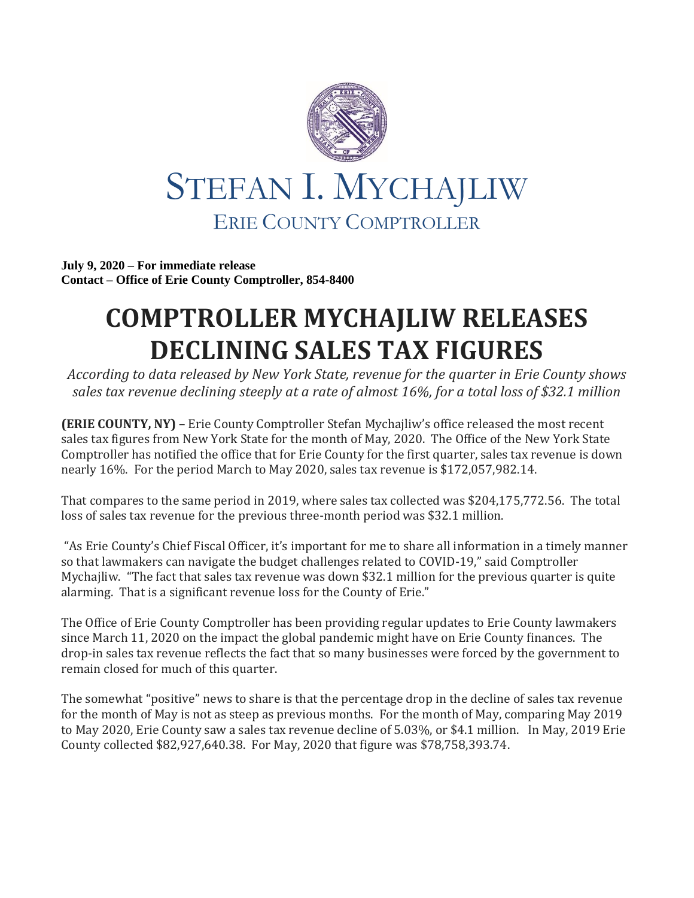# STEFAN I. MYCHAJLIW

## ERIE COUNTY COMPTROLLER

**July 9, 2020 – For immediate release**
**Contact – Office of Erie County Comptroller, 854-8400**

# COMPTROLLER MYCHAJLIW RELEASES DECLINING SALES TAX FIGURES

*According to data released by New York State, revenue for the quarter in Erie County shows sales tax revenue declining steeply at a rate of almost 16%, for a total loss of $32.1 million*

**(ERIE COUNTY, NY) –** Erie County Comptroller Stefan Mychajliw's office released the most recent sales tax figures from New York State for the month of May, 2020. The Office of the New York State Comptroller has notified the office that for Erie County for the first quarter, sales tax revenue is down nearly 16%. For the period March to May 2020, sales tax revenue is $172,057,982.14.

That compares to the same period in 2019, where sales tax collected was $204,175,772.56. The total loss of sales tax revenue for the previous three-month period was $32.1 million.

"As Erie County's Chief Fiscal Officer, it's important for me to share all information in a timely manner so that lawmakers can navigate the budget challenges related to COVID-19," said Comptroller Mychajliw. "The fact that sales tax revenue was down $32.1 million for the previous quarter is quite alarming. That is a significant revenue loss for the County of Erie."

The Office of Erie County Comptroller has been providing regular updates to Erie County lawmakers since March 11, 2020 on the impact the global pandemic might have on Erie County finances. The drop-in sales tax revenue reflects the fact that so many businesses were forced by the government to remain closed for much of this quarter.

The somewhat "positive" news to share is that the percentage drop in the decline of sales tax revenue for the month of May is not as steep as previous months. For the month of May, comparing May 2019 to May 2020, Erie County saw a sales tax revenue decline of 5.03%, or $4.1 million. In May, 2019 Erie County collected $82,927,640.38. For May, 2020 that figure was $78,758,393.74.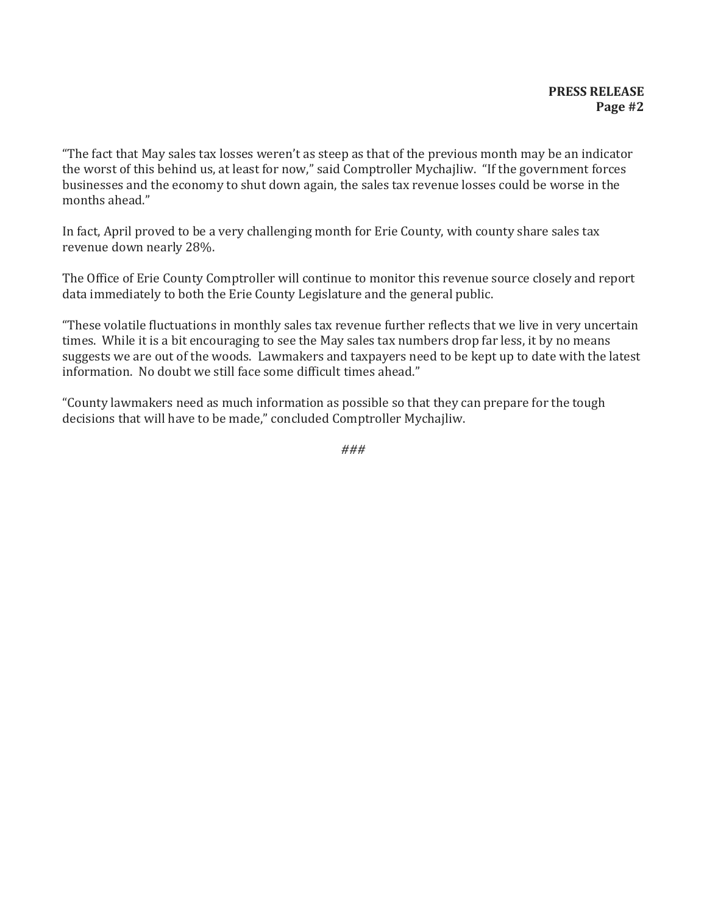"The fact that May sales tax losses weren't as steep as that of the previous month may be an indicator the worst of this behind us, at least for now," said Comptroller Mychajliw. "If the government forces businesses and the economy to shut down again, the sales tax revenue losses could be worse in the months ahead."

In fact, April proved to be a very challenging month for Erie County, with county share sales tax revenue down nearly 28%.

The Office of Erie County Comptroller will continue to monitor this revenue source closely and report data immediately to both the Erie County Legislature and the general public.

"These volatile fluctuations in monthly sales tax revenue further reflects that we live in very uncertain times. While it is a bit encouraging to see the May sales tax numbers drop far less, it by no means suggests we are out of the woods. Lawmakers and taxpayers need to be kept up to date with the latest information. No doubt we still face some difficult times ahead."

"County lawmakers need as much information as possible so that they can prepare for the tough decisions that will have to be made," concluded Comptroller Mychajliw.

###